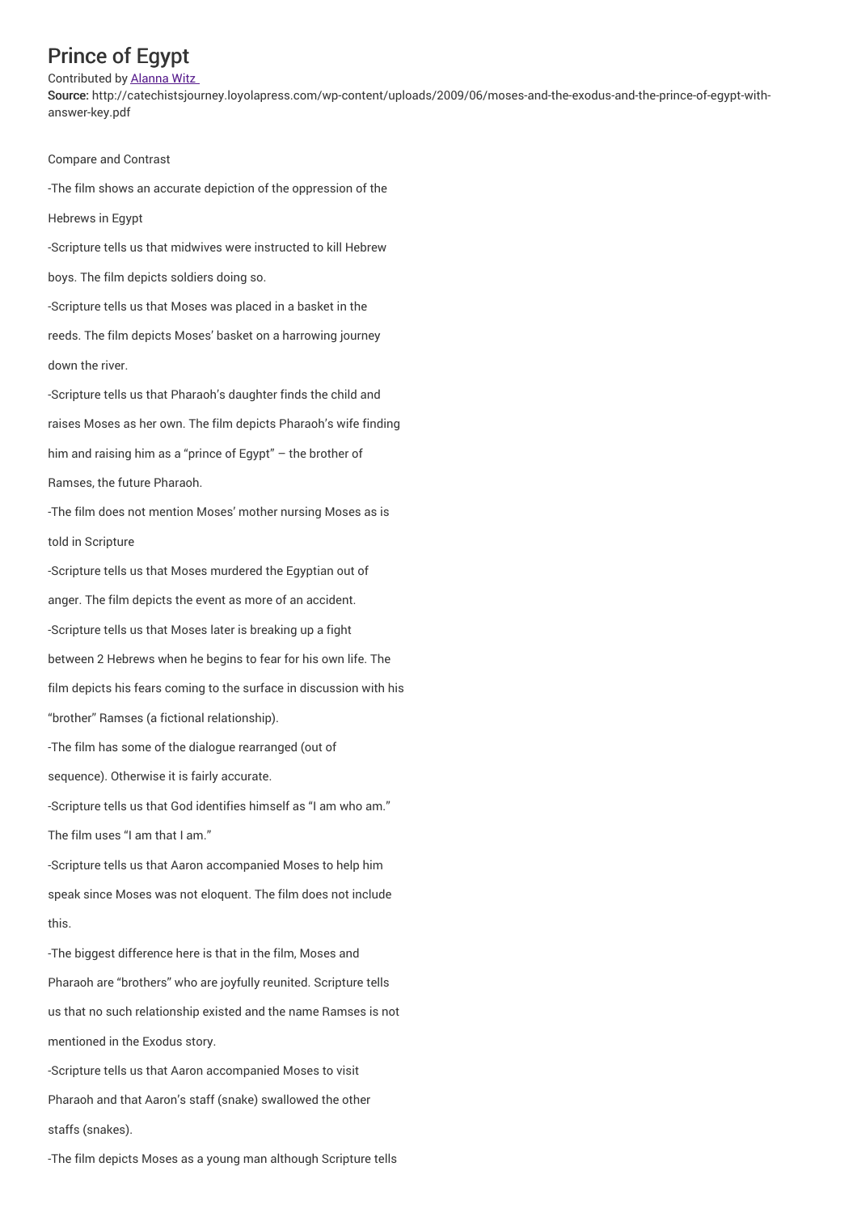# Prince of Egypt

Contributed by Alanna Witz

**Source:** http://catechistsjourney.loyolapress.com/wp-content/uploads/2009/06/moses-and-the-exodus-and-the-prince-of-egypt-with-answer-key.pdf

Compare and Contrast

-The film shows an accurate depiction of the oppression of the Hebrews in Egypt

-Scripture tells us that midwives were instructed to kill Hebrew boys. The film depicts soldiers doing so.

-Scripture tells us that Moses was placed in a basket in the reeds. The film depicts Moses' basket on a harrowing journey down the river.

-Scripture tells us that Pharaoh's daughter finds the child and raises Moses as her own. The film depicts Pharaoh's wife finding him and raising him as a "prince of Egypt" – the brother of Ramses, the future Pharaoh.

-The film does not mention Moses' mother nursing Moses as is told in Scripture

-Scripture tells us that Moses murdered the Egyptian out of anger. The film depicts the event as more of an accident.

-Scripture tells us that Moses later is breaking up a fight between 2 Hebrews when he begins to fear for his own life. The film depicts his fears coming to the surface in discussion with his "brother" Ramses (a fictional relationship).

-The film has some of the dialogue rearranged (out of sequence). Otherwise it is fairly accurate.

-Scripture tells us that God identifies himself as "I am who am." The film uses "I am that I am."

-Scripture tells us that Aaron accompanied Moses to help him speak since Moses was not eloquent. The film does not include this.

-The biggest difference here is that in the film, Moses and Pharaoh are "brothers" who are joyfully reunited. Scripture tells us that no such relationship existed and the name Ramses is not mentioned in the Exodus story.

-Scripture tells us that Aaron accompanied Moses to visit Pharaoh and that Aaron's staff (snake) swallowed the other staffs (snakes).

-The film depicts Moses as a young man although Scripture tells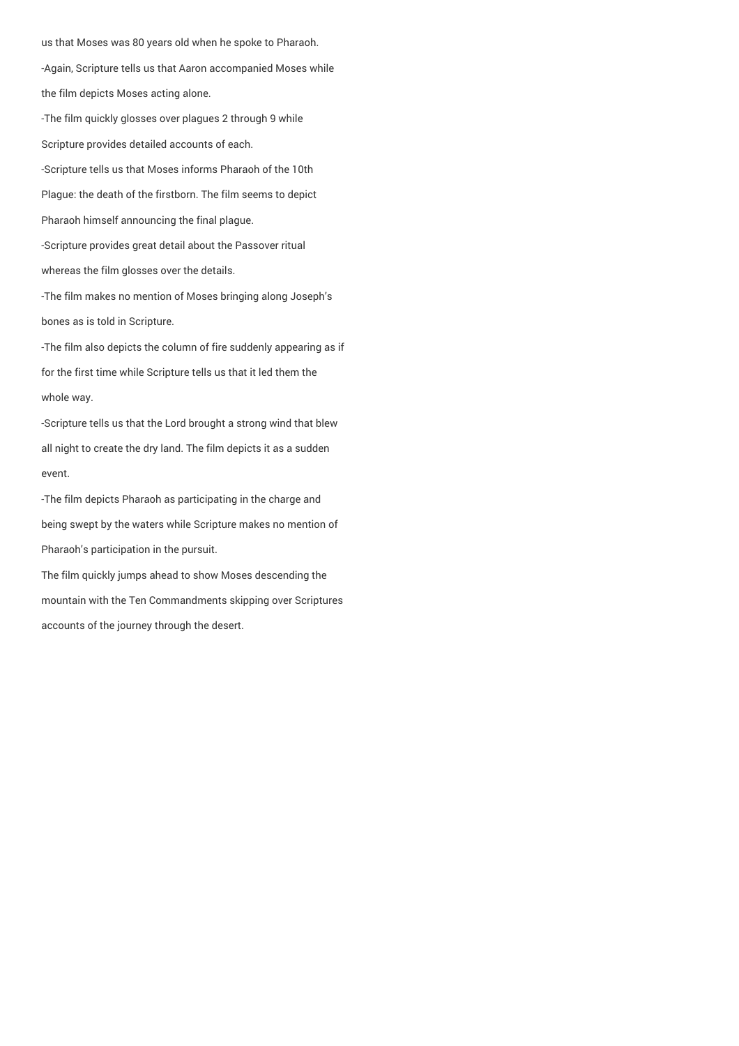us that Moses was 80 years old when he spoke to Pharaoh.

-Again, Scripture tells us that Aaron accompanied Moses while the film depicts Moses acting alone.

-The film quickly glosses over plagues 2 through 9 while Scripture provides detailed accounts of each.

-Scripture tells us that Moses informs Pharaoh of the 10th Plague: the death of the firstborn. The film seems to depict Pharaoh himself announcing the final plague.

-Scripture provides great detail about the Passover ritual whereas the film glosses over the details.

-The film makes no mention of Moses bringing along Joseph's bones as is told in Scripture.

-The film also depicts the column of fire suddenly appearing as if for the first time while Scripture tells us that it led them the whole way.

-Scripture tells us that the Lord brought a strong wind that blew all night to create the dry land. The film depicts it as a sudden event.

-The film depicts Pharaoh as participating in the charge and being swept by the waters while Scripture makes no mention of Pharaoh's participation in the pursuit.

The film quickly jumps ahead to show Moses descending the mountain with the Ten Commandments skipping over Scriptures accounts of the journey through the desert.